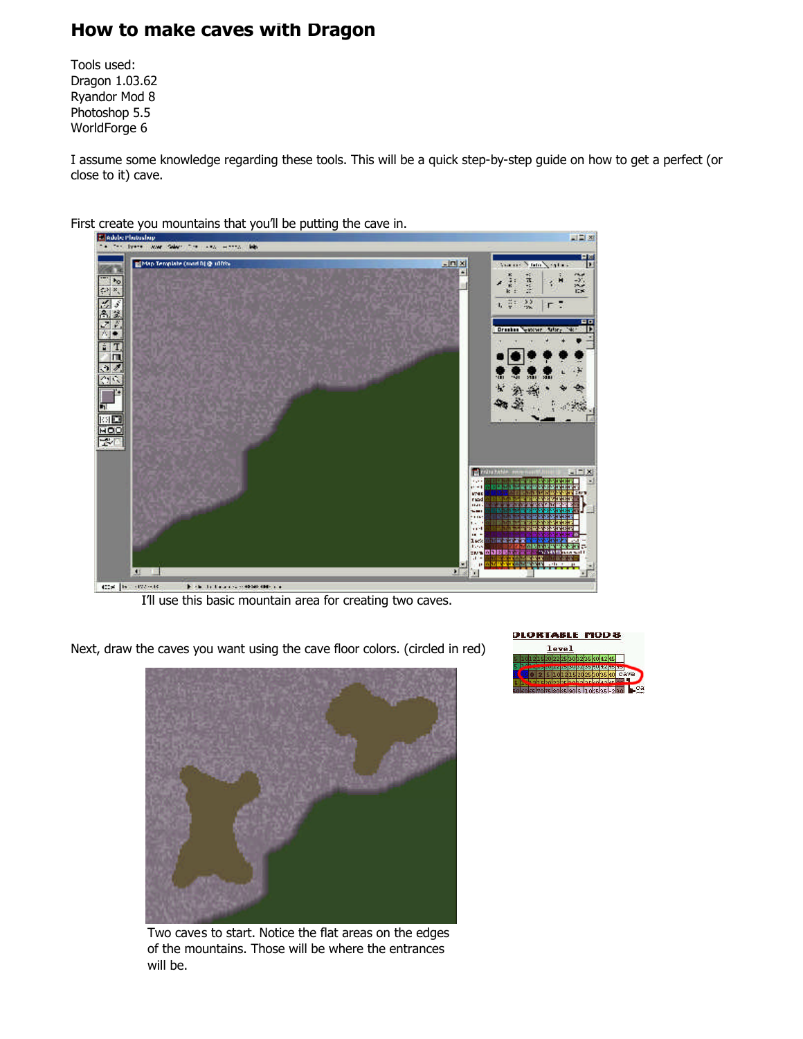# How to make caves with Dragon

Tools used:
Dragon 1.03.62
Ryandor Mod 8
Photoshop 5.5
WorldForge 6

I assume some knowledge regarding these tools. This will be a quick step-by-step guide on how to get a perfect (or close to it) cave.

First create you mountains that you'll be putting the cave in.

I'll use this basic mountain area for creating two caves.

Next, draw the caves you want using the cave floor colors. (circled in red)

Two caves to start. Notice the flat areas on the edges of the mountains. Those will be where the entrances will be.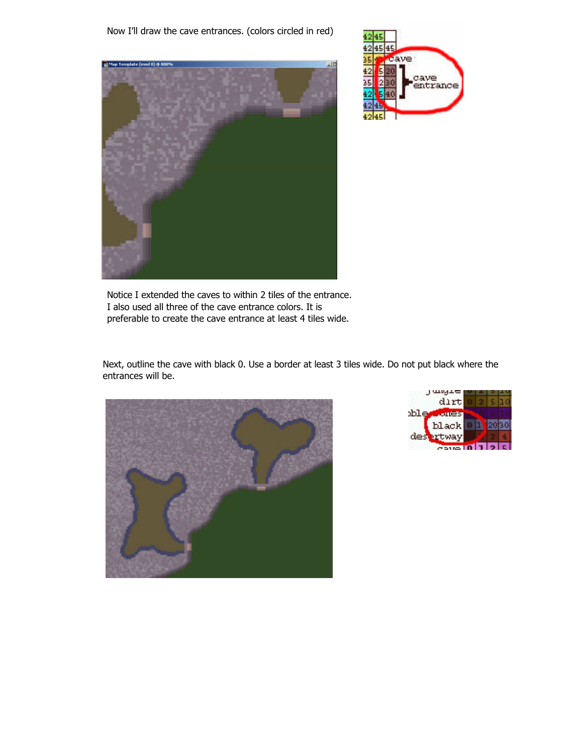Now I’ll draw the cave entrances. (colors circled in red)

Notice I extended the caves to within 2 tiles of the entrance. I also used all three of the cave entrance colors. It is preferable to create the cave entrance at least 4 tiles wide.

Next, outline the cave with black 0. Use a border at least 3 tiles wide. Do not put black where the entrances will be.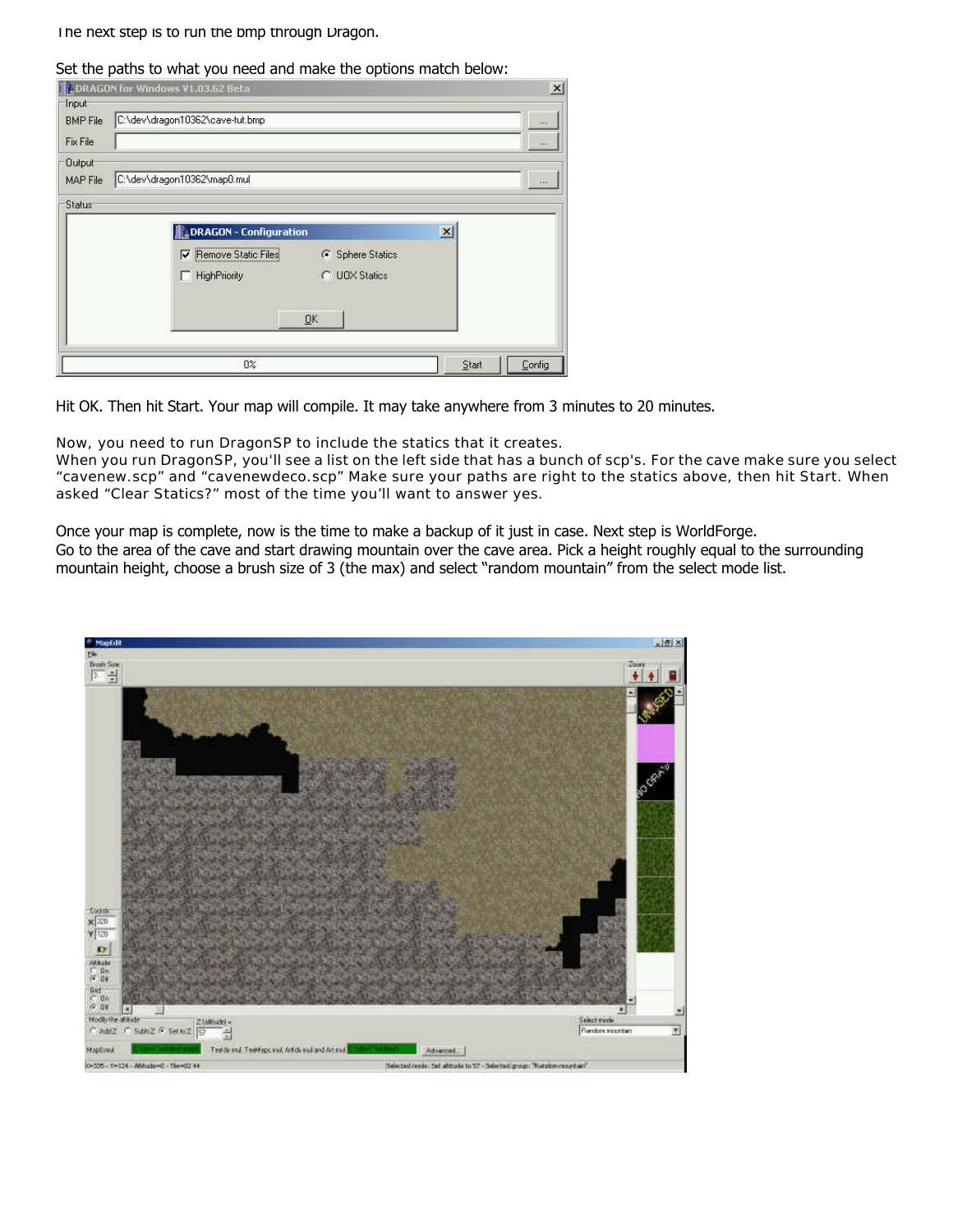The next step is to run the bmp through Dragon.

Set the paths to what you need and make the options match below:

Hit OK. Then hit Start. Your map will compile. It may take anywhere from 3 minutes to 20 minutes.

Now, you need to run DragonSP to include the statics that it creates.
When you run DragonSP, you'll see a list on the left side that has a bunch of scp's. For the cave make sure you select "cavenew.scp" and "cavenewdeco.scp" Make sure your paths are right to the statics above, then hit Start. When asked "Clear Statics?" most of the time you'll want to answer yes.

Once your map is complete, now is the time to make a backup of it just in case. Next step is WorldForge.
Go to the area of the cave and start drawing mountain over the cave area. Pick a height roughly equal to the surrounding mountain height, choose a brush size of 3 (the max) and select "random mountain" from the select mode list.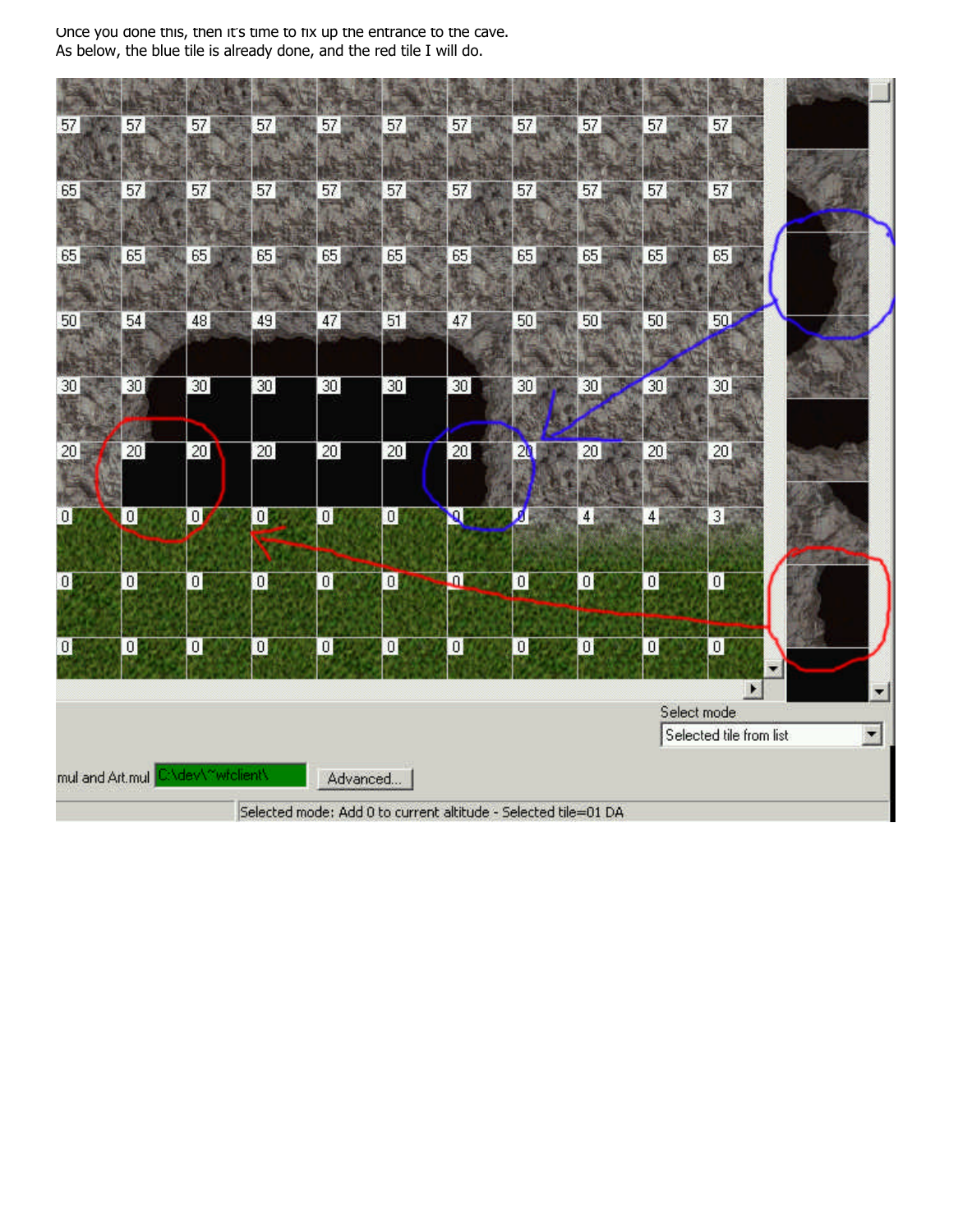Once you done this, then it's time to fix up the entrance to the cave.
As below, the blue tile is already done, and the red tile I will do.

Select mode

Selected tile from list

mul and Art.mul C:\dev\~wfclient\ Advanced...

Selected mode: Add 0 to current altitude - Selected tile=01 DA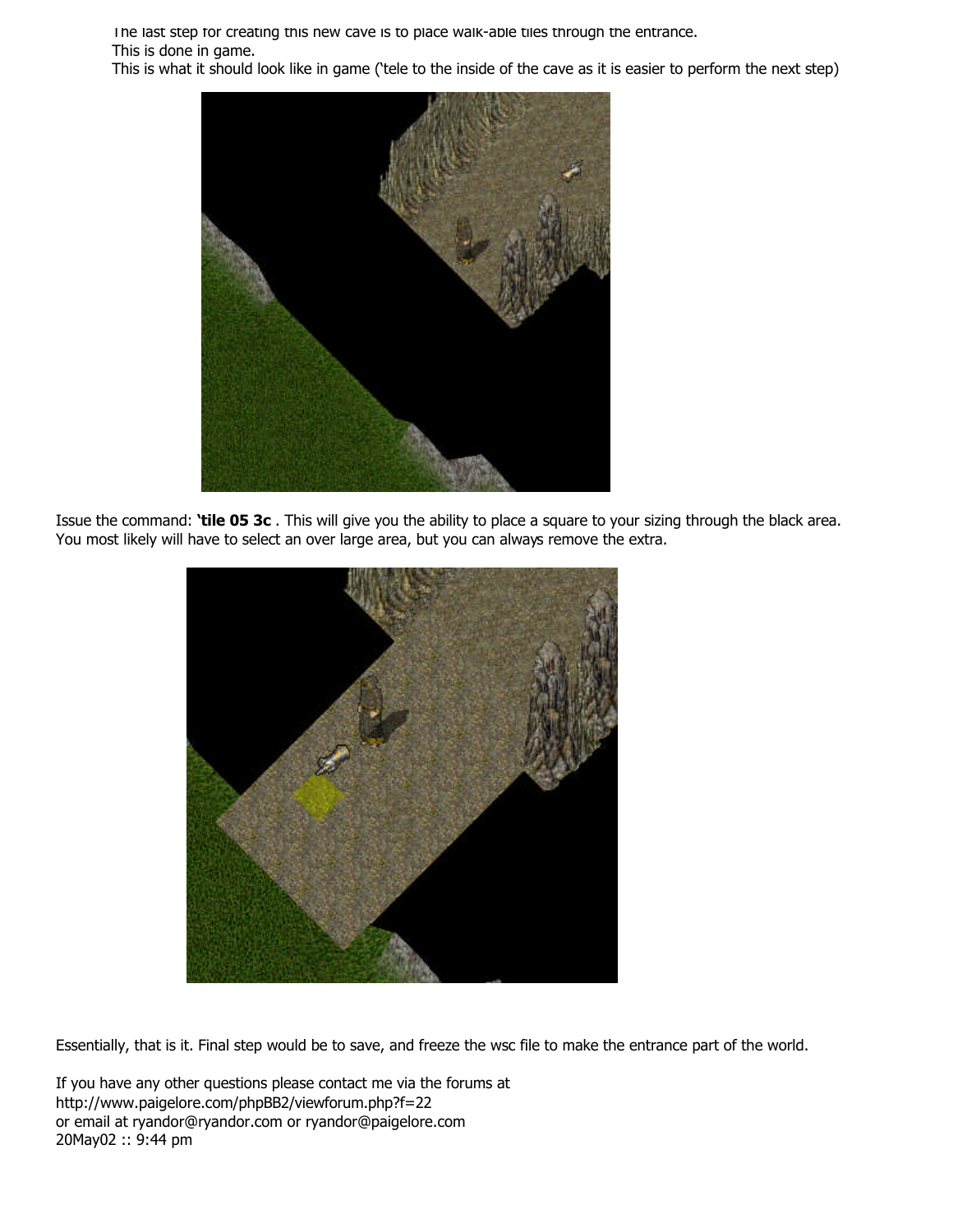The last step for creating this new cave is to place walk-able tiles through the entrance.
This is done in game.
This is what it should look like in game ('tele to the inside of the cave as it is easier to perform the next step)

Issue the command: **'tile 05 3c** . This will give you the ability to place a square to your sizing through the black area. You most likely will have to select an over large area, but you can always remove the extra.

Essentially, that is it. Final step would be to save, and freeze the wsc file to make the entrance part of the world.

If you have any other questions please contact me via the forums at
http://www.paigelore.com/phpBB2/viewforum.php?f=22
or email at ryandor@ryandor.com or ryandor@paigelore.com
20May02 :: 9:44 pm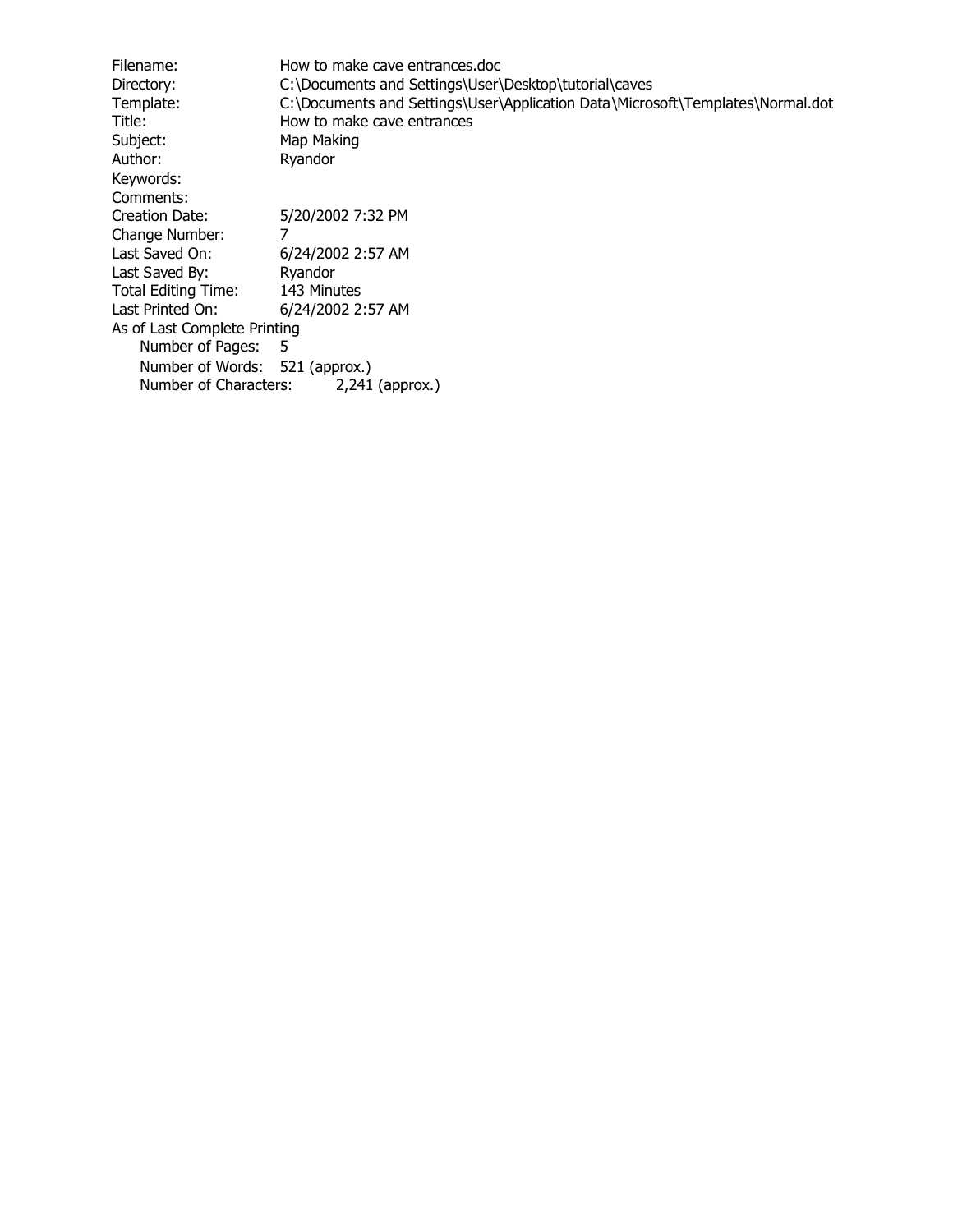Filename: How to make cave entrances.doc
Directory: C:\Documents and Settings\User\Desktop\tutorial\caves
Template: C:\Documents and Settings\User\Application Data\Microsoft\Templates\Normal.dot
Title: How to make cave entrances
Subject: Map Making
Author: Ryandor
Keywords:
Comments:
Creation Date: 5/20/2002 7:32 PM
Change Number: 7
Last Saved On: 6/24/2002 2:57 AM
Last Saved By: Ryandor
Total Editing Time: 143 Minutes
Last Printed On: 6/24/2002 2:57 AM
As of Last Complete Printing
  Number of Pages: 5
  Number of Words: 521 (approx.)
  Number of Characters: 2,241 (approx.)